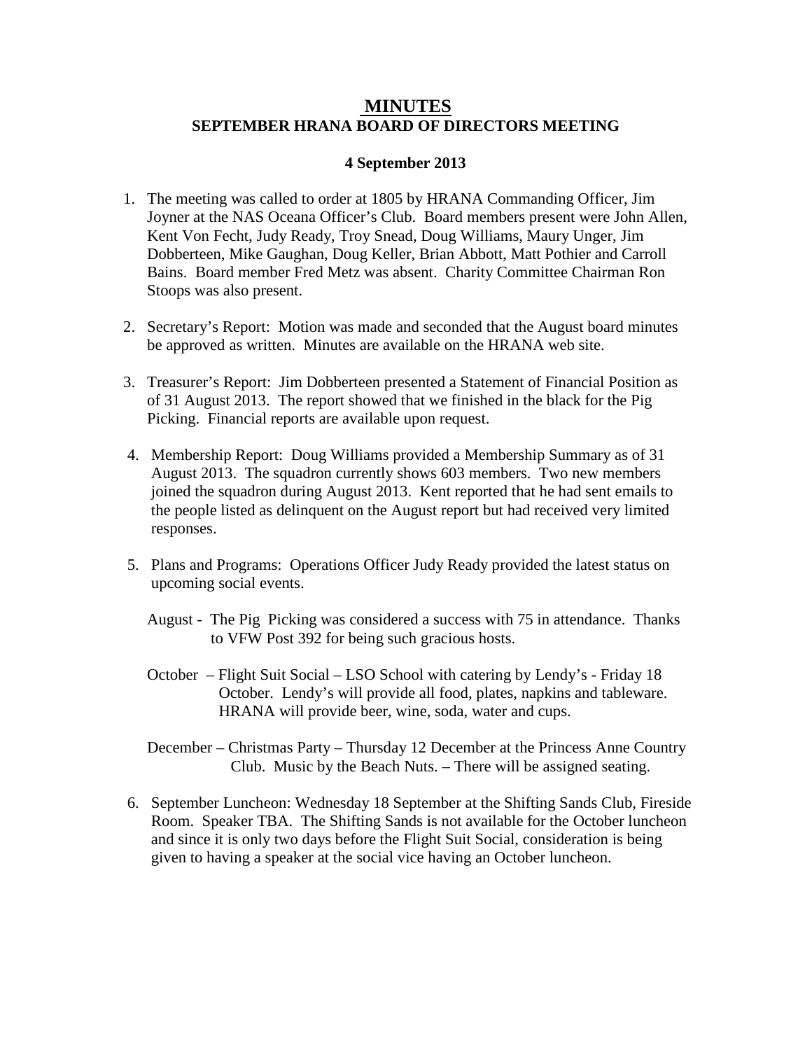# MINUTES

## SEPTEMBER HRANA BOARD OF DIRECTORS MEETING

**4 September 2013**

1. The meeting was called to order at 1805 by HRANA Commanding Officer, Jim Joyner at the NAS Oceana Officer's Club. Board members present were John Allen, Kent Von Fecht, Judy Ready, Troy Snead, Doug Williams, Maury Unger, Jim Dobberteen, Mike Gaughan, Doug Keller, Brian Abbott, Matt Pothier and Carroll Bains. Board member Fred Metz was absent. Charity Committee Chairman Ron Stoops was also present.

2. Secretary's Report: Motion was made and seconded that the August board minutes be approved as written. Minutes are available on the HRANA web site.

3. Treasurer's Report: Jim Dobberteen presented a Statement of Financial Position as of 31 August 2013. The report showed that we finished in the black for the Pig Picking. Financial reports are available upon request.

4. Membership Report: Doug Williams provided a Membership Summary as of 31 August 2013. The squadron currently shows 603 members. Two new members joined the squadron during August 2013. Kent reported that he had sent emails to the people listed as delinquent on the August report but had received very limited responses.

5. Plans and Programs: Operations Officer Judy Ready provided the latest status on upcoming social events.

   August - The Pig Picking was considered a success with 75 in attendance. Thanks to VFW Post 392 for being such gracious hosts.

   October – Flight Suit Social – LSO School with catering by Lendy's - Friday 18 October. Lendy's will provide all food, plates, napkins and tableware. HRANA will provide beer, wine, soda, water and cups.

   December – Christmas Party – Thursday 12 December at the Princess Anne Country Club. Music by the Beach Nuts. – There will be assigned seating.

6. September Luncheon: Wednesday 18 September at the Shifting Sands Club, Fireside Room. Speaker TBA. The Shifting Sands is not available for the October luncheon and since it is only two days before the Flight Suit Social, consideration is being given to having a speaker at the social vice having an October luncheon.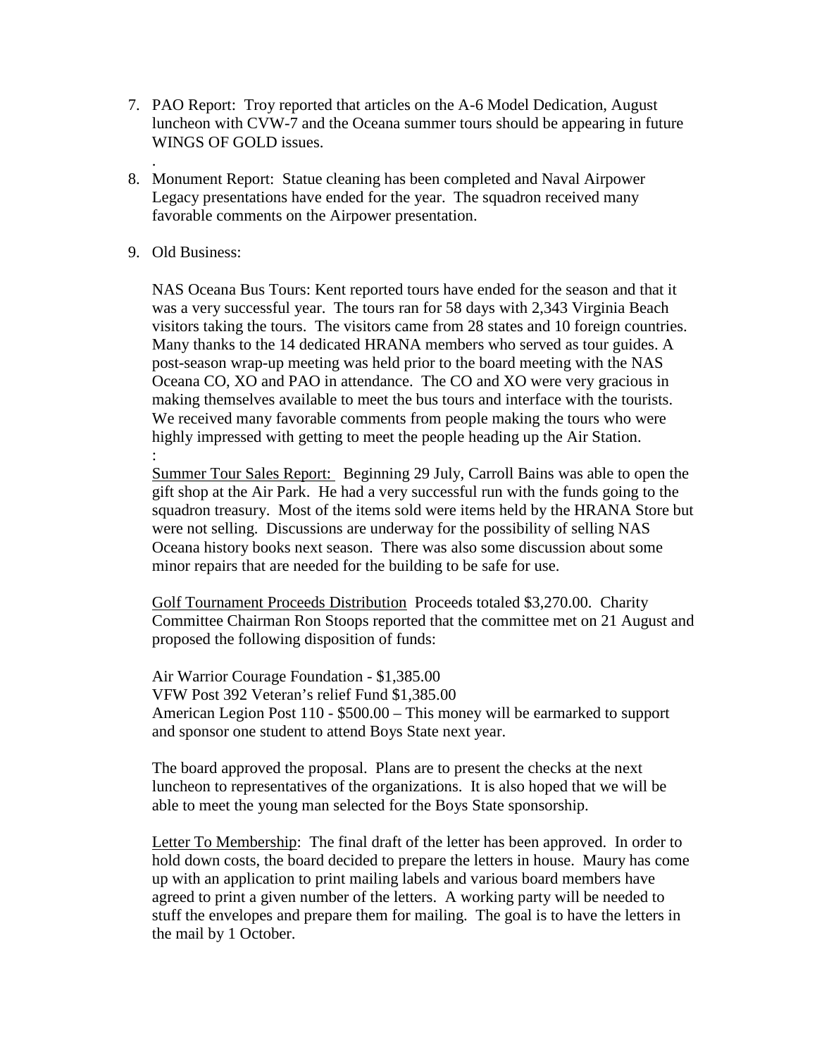7. PAO Report: Troy reported that articles on the A-6 Model Dedication, August luncheon with CVW-7 and the Oceana summer tours should be appearing in future WINGS OF GOLD issues.

   .

8. Monument Report: Statue cleaning has been completed and Naval Airpower Legacy presentations have ended for the year. The squadron received many favorable comments on the Airpower presentation.

9. Old Business:

   NAS Oceana Bus Tours: Kent reported tours have ended for the season and that it was a very successful year. The tours ran for 58 days with 2,343 Virginia Beach visitors taking the tours. The visitors came from 28 states and 10 foreign countries. Many thanks to the 14 dedicated HRANA members who served as tour guides. A post-season wrap-up meeting was held prior to the board meeting with the NAS Oceana CO, XO and PAO in attendance. The CO and XO were very gracious in making themselves available to meet the bus tours and interface with the tourists. We received many favorable comments from people making the tours who were highly impressed with getting to meet the people heading up the Air Station.

   :

   <u>Summer Tour Sales Report:</u> Beginning 29 July, Carroll Bains was able to open the gift shop at the Air Park. He had a very successful run with the funds going to the squadron treasury. Most of the items sold were items held by the HRANA Store but were not selling. Discussions are underway for the possibility of selling NAS Oceana history books next season. There was also some discussion about some minor repairs that are needed for the building to be safe for use.

   <u>Golf Tournament Proceeds Distribution</u> Proceeds totaled $3,270.00. Charity Committee Chairman Ron Stoops reported that the committee met on 21 August and proposed the following disposition of funds:

   Air Warrior Courage Foundation - $1,385.00
   VFW Post 392 Veteran's relief Fund $1,385.00
   American Legion Post 110 - $500.00 – This money will be earmarked to support and sponsor one student to attend Boys State next year.

   The board approved the proposal. Plans are to present the checks at the next luncheon to representatives of the organizations. It is also hoped that we will be able to meet the young man selected for the Boys State sponsorship.

   <u>Letter To Membership</u>: The final draft of the letter has been approved. In order to hold down costs, the board decided to prepare the letters in house. Maury has come up with an application to print mailing labels and various board members have agreed to print a given number of the letters. A working party will be needed to stuff the envelopes and prepare them for mailing. The goal is to have the letters in the mail by 1 October.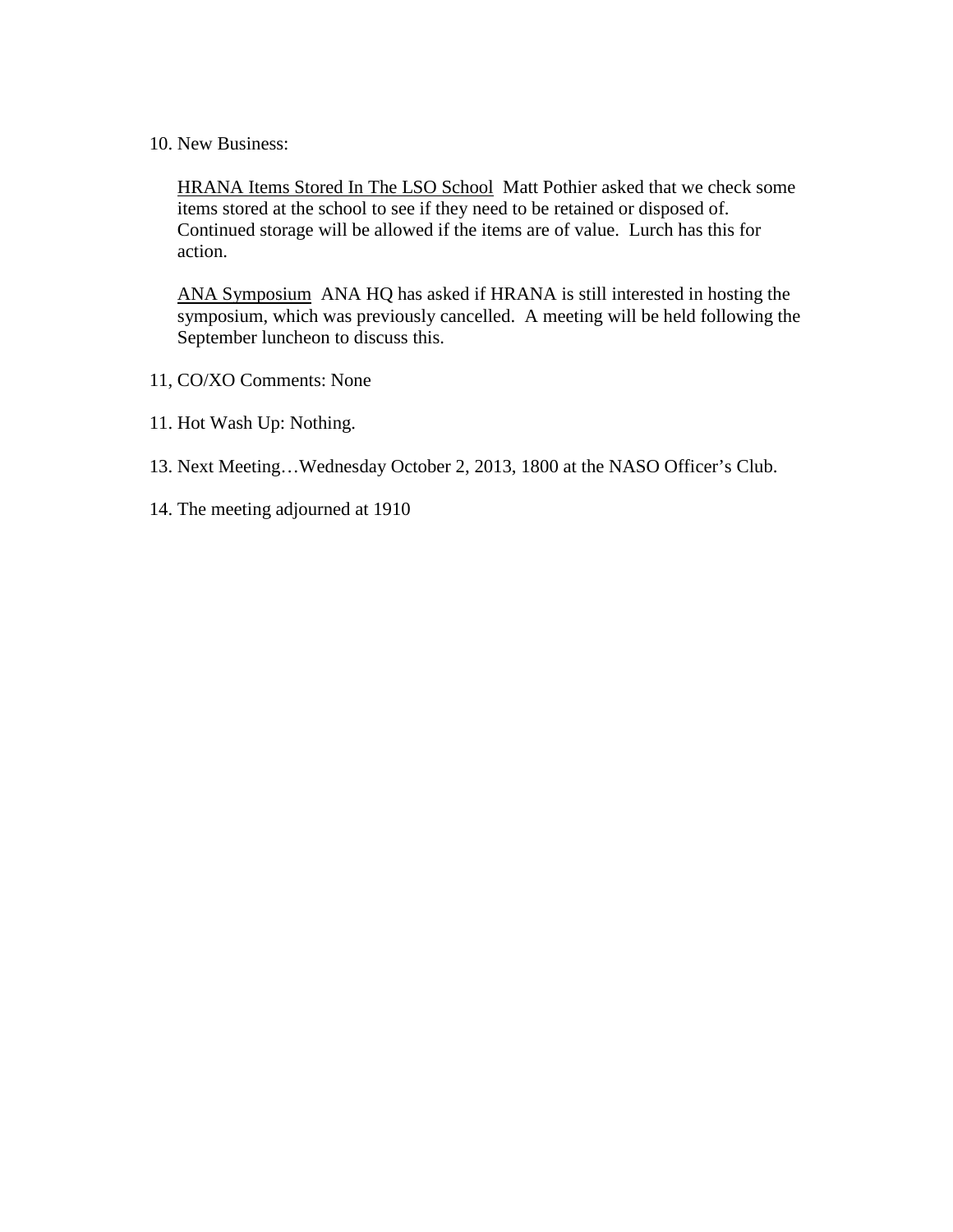10. New Business:

<u>HRANA Items Stored In The LSO School</u> Matt Pothier asked that we check some items stored at the school to see if they need to be retained or disposed of. Continued storage will be allowed if the items are of value. Lurch has this for action.

<u>ANA Symposium</u> ANA HQ has asked if HRANA is still interested in hosting the symposium, which was previously cancelled. A meeting will be held following the September luncheon to discuss this.

11, CO/XO Comments: None

11. Hot Wash Up: Nothing.

13. Next Meeting…Wednesday October 2, 2013, 1800 at the NASO Officer's Club.

14. The meeting adjourned at 1910